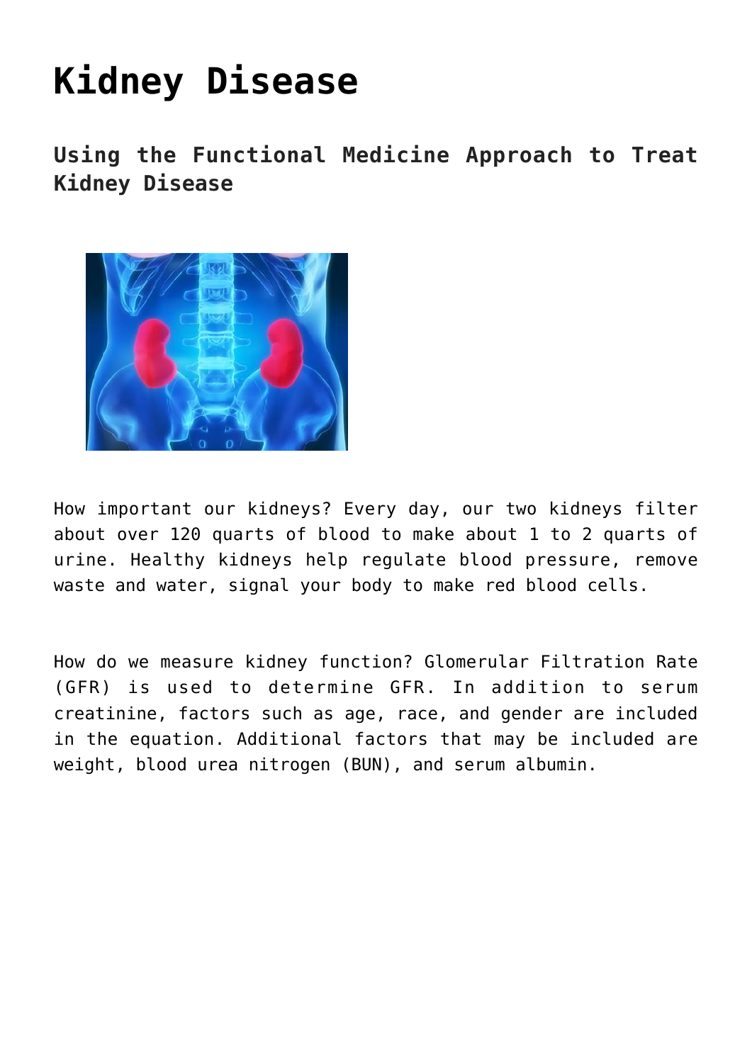# Kidney Disease

## Using the Functional Medicine Approach to Treat Kidney Disease

How important our kidneys? Every day, our two kidneys filter about over 120 quarts of blood to make about 1 to 2 quarts of urine. Healthy kidneys help regulate blood pressure, remove waste and water, signal your body to make red blood cells.

How do we measure kidney function? Glomerular Filtration Rate (GFR) is used to determine GFR. In addition to serum creatinine, factors such as age, race, and gender are included in the equation. Additional factors that may be included are weight, blood urea nitrogen (BUN), and serum albumin.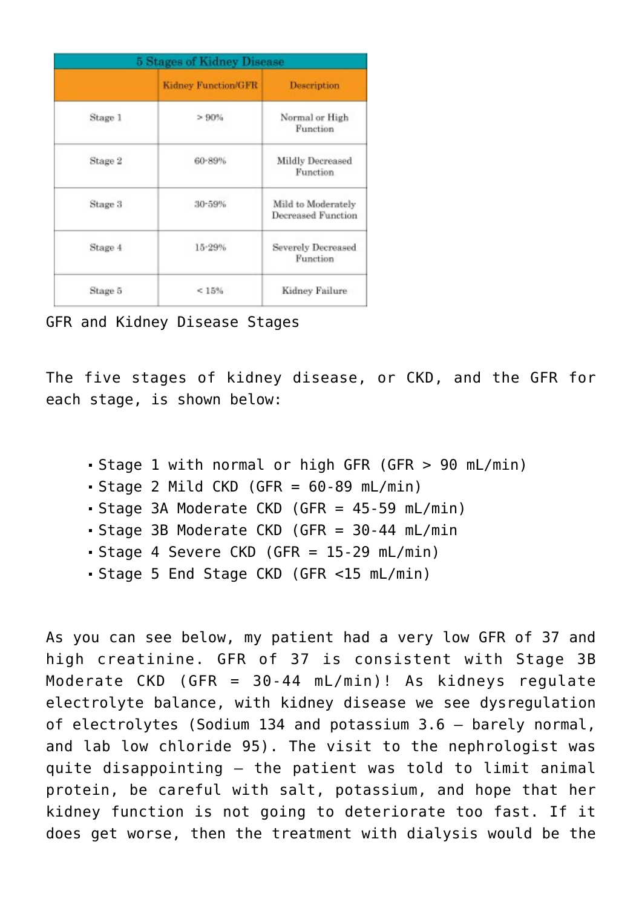| 5 Stages of Kidney Disease | | |
| --- | --- | --- |
| | Kidney Function/GFR | Description |
| Stage 1 | > 90% | Normal or High Function |
| Stage 2 | 60-89% | Mildly Decreased Function |
| Stage 3 | 30-59% | Mild to Moderately Decreased Function |
| Stage 4 | 15-29% | Severely Decreased Function |
| Stage 5 | < 15% | Kidney Failure |

GFR and Kidney Disease Stages

The five stages of kidney disease, or CKD, and the GFR for each stage, is shown below:

- Stage 1 with normal or high GFR (GFR > 90 mL/min)
- Stage 2 Mild CKD (GFR = 60-89 mL/min)
- Stage 3A Moderate CKD (GFR = 45-59 mL/min)
- Stage 3B Moderate CKD (GFR = 30-44 mL/min
- Stage 4 Severe CKD (GFR = 15-29 mL/min)
- Stage 5 End Stage CKD (GFR <15 mL/min)

As you can see below, my patient had a very low GFR of 37 and high creatinine. GFR of 37 is consistent with Stage 3B Moderate CKD (GFR = 30-44 mL/min)! As kidneys regulate electrolyte balance, with kidney disease we see dysregulation of electrolytes (Sodium 134 and potassium 3.6 – barely normal, and lab low chloride 95). The visit to the nephrologist was quite disappointing – the patient was told to limit animal protein, be careful with salt, potassium, and hope that her kidney function is not going to deteriorate too fast. If it does get worse, then the treatment with dialysis would be the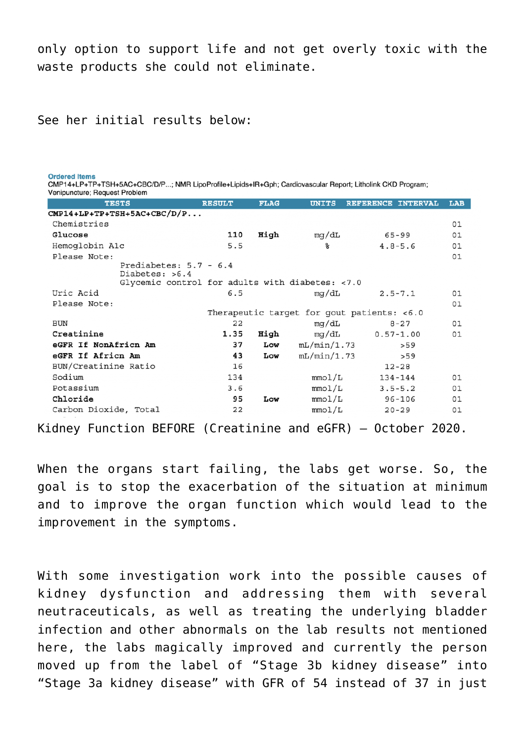only option to support life and not get overly toxic with the waste products she could not eliminate.

See her initial results below:

**Ordered Items**
CMP14+LP+TP+TSH+5AC+CBC/D/P...; NMR LipoProfile+Lipids+IR+Gph; Cardiovascular Report; Litholink CKD Program; Venipuncture; Request Problem

| TESTS | RESULT | FLAG | UNITS | REFERENCE INTERVAL | LAB |
|---|---|---|---|---|---|
| **CMP14+LP+TP+TSH+5AC+CBC/D/P...** | | | | | |
| Chemistries | | | | | 01 |
| **Glucose** | **110** | **High** | mg/dL | 65-99 | 01 |
| Hemoglobin A1c | 5.5 | | % | 4.8-5.6 | 01 |
| Please Note: Prediabetes: 5.7 - 6.4; Diabetes: >6.4; Glycemic control for adults with diabetes: <7.0 | | | | | 01 |
| Uric Acid | 6.5 | | mg/dL | 2.5-7.1 | 01 |
| Please Note: Therapeutic target for gout patients: <6.0 | | | | | 01 |
| BUN | 22 | | mg/dL | 8-27 | 01 |
| **Creatinine** | **1.35** | **High** | mg/dL | 0.57-1.00 | 01 |
| **eGFR If NonAfricn Am** | **37** | **Low** | mL/min/1.73 | >59 | |
| **eGFR If Africn Am** | **43** | **Low** | mL/min/1.73 | >59 | |
| BUN/Creatinine Ratio | 16 | | | 12-28 | |
| Sodium | 134 | | mmol/L | 134-144 | 01 |
| Potassium | 3.6 | | mmol/L | 3.5-5.2 | 01 |
| **Chloride** | **95** | **Low** | mmol/L | 96-106 | 01 |
| Carbon Dioxide, Total | 22 | | mmol/L | 20-29 | 01 |

Kidney Function BEFORE (Creatinine and eGFR) – October 2020.

When the organs start failing, the labs get worse. So, the goal is to stop the exacerbation of the situation at minimum and to improve the organ function which would lead to the improvement in the symptoms.

With some investigation work into the possible causes of kidney dysfunction and addressing them with several neutraceuticals, as well as treating the underlying bladder infection and other abnormals on the lab results not mentioned here, the labs magically improved and currently the person moved up from the label of "Stage 3b kidney disease" into "Stage 3a kidney disease" with GFR of 54 instead of 37 in just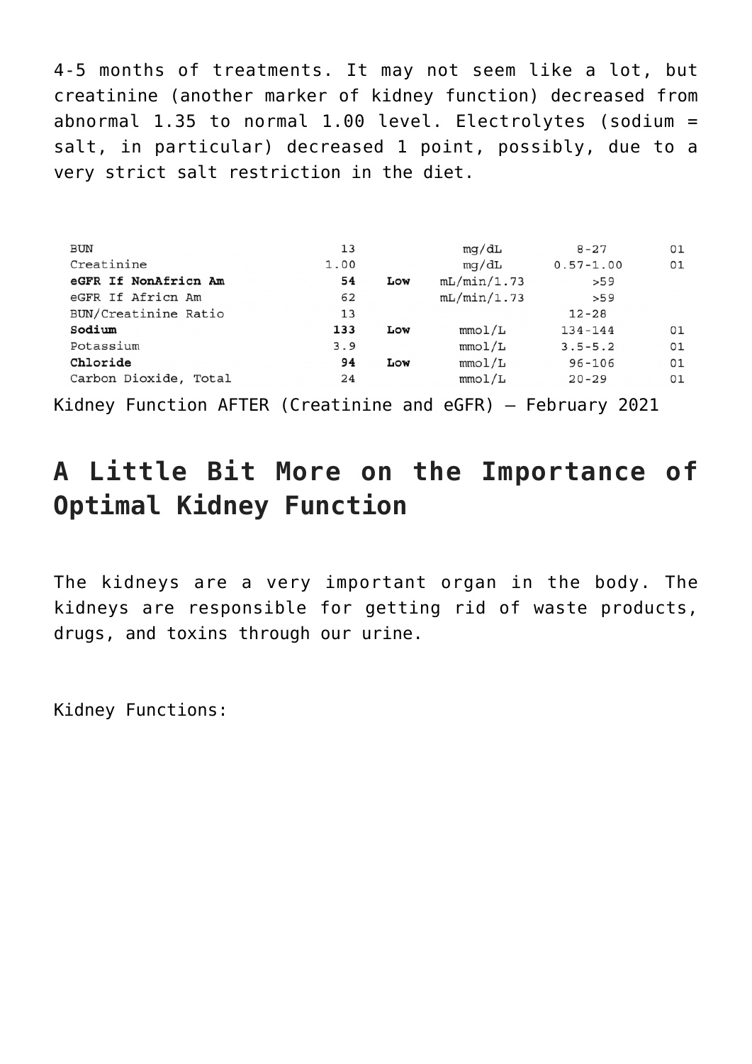4-5 months of treatments. It may not seem like a lot, but creatinine (another marker of kidney function) decreased from abnormal 1.35 to normal 1.00 level. Electrolytes (sodium = salt, in particular) decreased 1 point, possibly, due to a very strict salt restriction in the diet.

| | | | | | |
|---|---|---|---|---|---|
| BUN | 13 | | mg/dL | 8-27 | 01 |
| Creatinine | 1.00 | | mg/dL | 0.57-1.00 | 01 |
| **eGFR If NonAfricn Am** | **54** | **Low** | mL/min/1.73 | >59 | |
| eGFR If Africn Am | 62 | | mL/min/1.73 | >59 | |
| BUN/Creatinine Ratio | 13 | | | 12-28 | |
| **Sodium** | **133** | **Low** | mmol/L | 134-144 | 01 |
| Potassium | 3.9 | | mmol/L | 3.5-5.2 | 01 |
| **Chloride** | **94** | **Low** | mmol/L | 96-106 | 01 |
| Carbon Dioxide, Total | 24 | | mmol/L | 20-29 | 01 |

Kidney Function AFTER (Creatinine and eGFR) – February 2021

## A Little Bit More on the Importance of Optimal Kidney Function

The kidneys are a very important organ in the body. The kidneys are responsible for getting rid of waste products, drugs, and toxins through our urine.

Kidney Functions: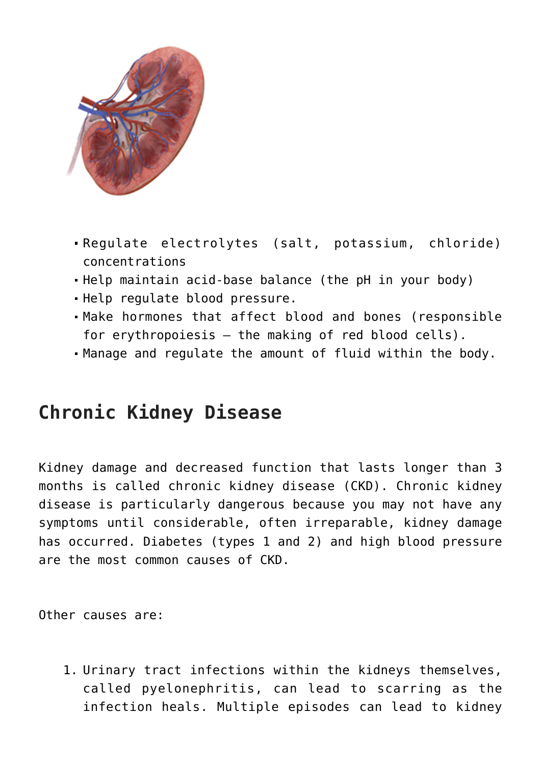- Regulate electrolytes (salt, potassium, chloride) concentrations
- Help maintain acid-base balance (the pH in your body)
- Help regulate blood pressure.
- Make hormones that affect blood and bones (responsible for erythropoiesis – the making of red blood cells).
- Manage and regulate the amount of fluid within the body.

## Chronic Kidney Disease

Kidney damage and decreased function that lasts longer than 3 months is called chronic kidney disease (CKD). Chronic kidney disease is particularly dangerous because you may not have any symptoms until considerable, often irreparable, kidney damage has occurred. Diabetes (types 1 and 2) and high blood pressure are the most common causes of CKD.

Other causes are:

1. Urinary tract infections within the kidneys themselves, called pyelonephritis, can lead to scarring as the infection heals. Multiple episodes can lead to kidney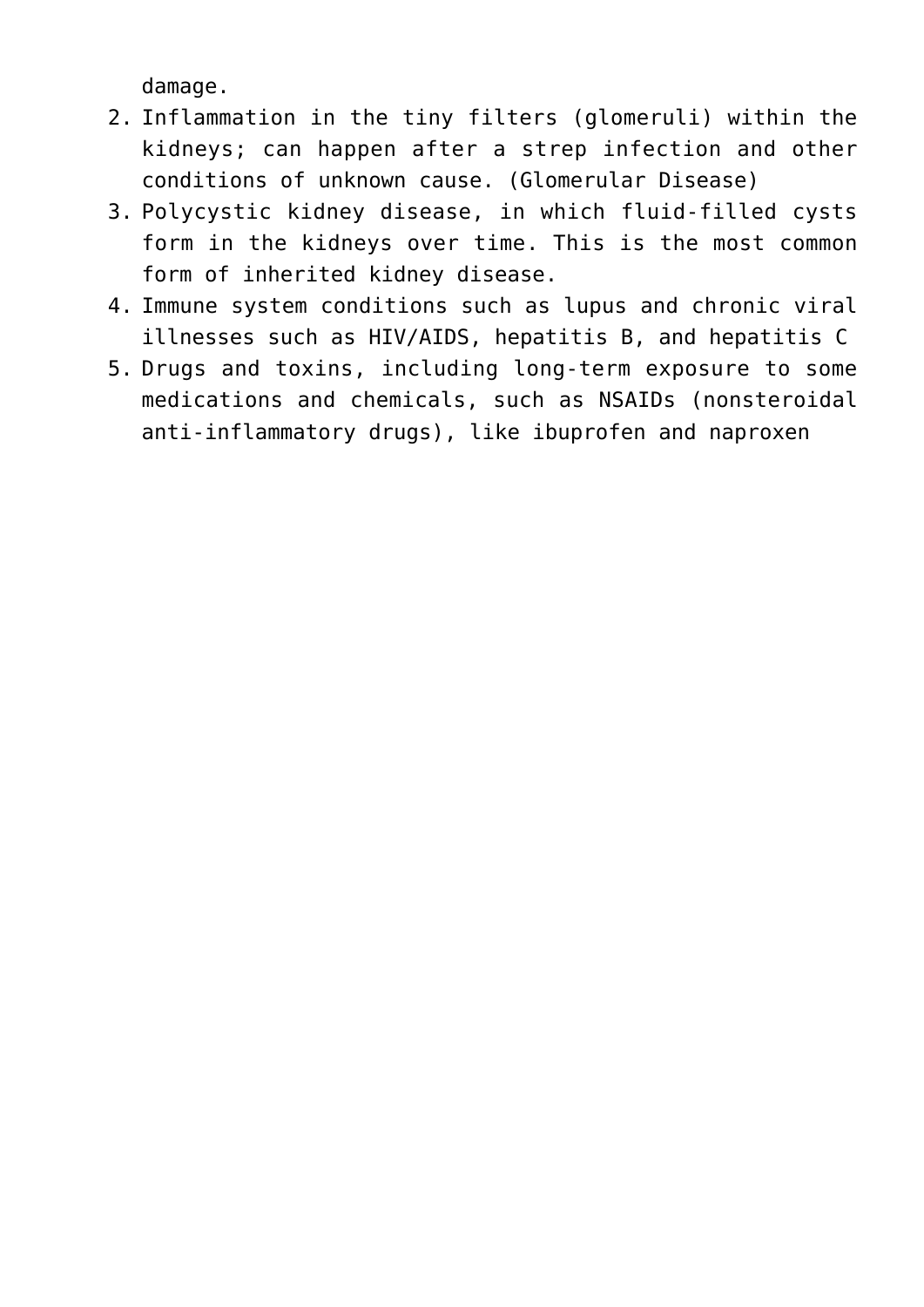damage.

2. Inflammation in the tiny filters (glomeruli) within the kidneys; can happen after a strep infection and other conditions of unknown cause. (Glomerular Disease)
3. Polycystic kidney disease, in which fluid-filled cysts form in the kidneys over time. This is the most common form of inherited kidney disease.
4. Immune system conditions such as lupus and chronic viral illnesses such as HIV/AIDS, hepatitis B, and hepatitis C
5. Drugs and toxins, including long-term exposure to some medications and chemicals, such as NSAIDs (nonsteroidal anti-inflammatory drugs), like ibuprofen and naproxen